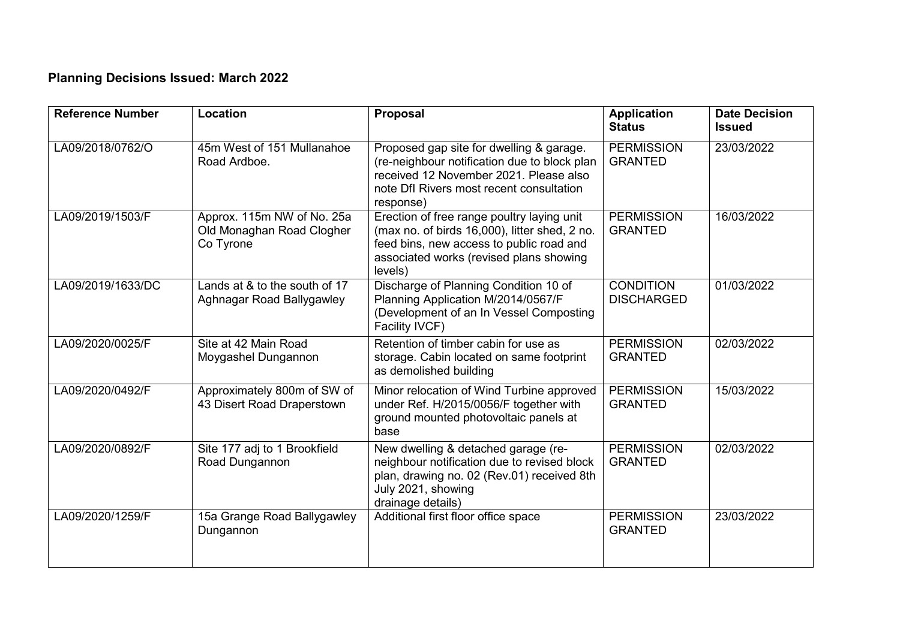## Planning Decisions Issued: March 2022

| Reference Number | Location | Proposal | Application Status | Date Decision Issued |
|---|---|---|---|---|
| LA09/2018/0762/O | 45m West of 151 Mullanahoe Road Ardboe. | Proposed gap site for dwelling & garage. (re-neighbour notification due to block plan received 12 November 2021. Please also note DfI Rivers most recent consultation response) | PERMISSION GRANTED | 23/03/2022 |
| LA09/2019/1503/F | Approx. 115m NW of No. 25a Old Monaghan Road Clogher Co Tyrone | Erection of free range poultry laying unit (max no. of birds 16,000), litter shed, 2 no. feed bins, new access to public road and associated works (revised plans showing levels) | PERMISSION GRANTED | 16/03/2022 |
| LA09/2019/1633/DC | Lands at & to the south of 17 Aghnagar Road Ballygawley | Discharge of Planning Condition 10 of Planning Application M/2014/0567/F (Development of an In Vessel Composting Facility IVCF) | CONDITION DISCHARGED | 01/03/2022 |
| LA09/2020/0025/F | Site at 42 Main Road Moygashel Dungannon | Retention of timber cabin for use as storage. Cabin located on same footprint as demolished building | PERMISSION GRANTED | 02/03/2022 |
| LA09/2020/0492/F | Approximately 800m of SW of 43 Disert Road Draperstown | Minor relocation of Wind Turbine approved under Ref. H/2015/0056/F together with ground mounted photovoltaic panels at base | PERMISSION GRANTED | 15/03/2022 |
| LA09/2020/0892/F | Site 177 adj to 1 Brookfield Road Dungannon | New dwelling & detached garage (re-neighbour notification due to revised block plan, drawing no. 02 (Rev.01) received 8th July 2021, showing drainage details) | PERMISSION GRANTED | 02/03/2022 |
| LA09/2020/1259/F | 15a Grange Road Ballygawley Dungannon | Additional first floor office space | PERMISSION GRANTED | 23/03/2022 |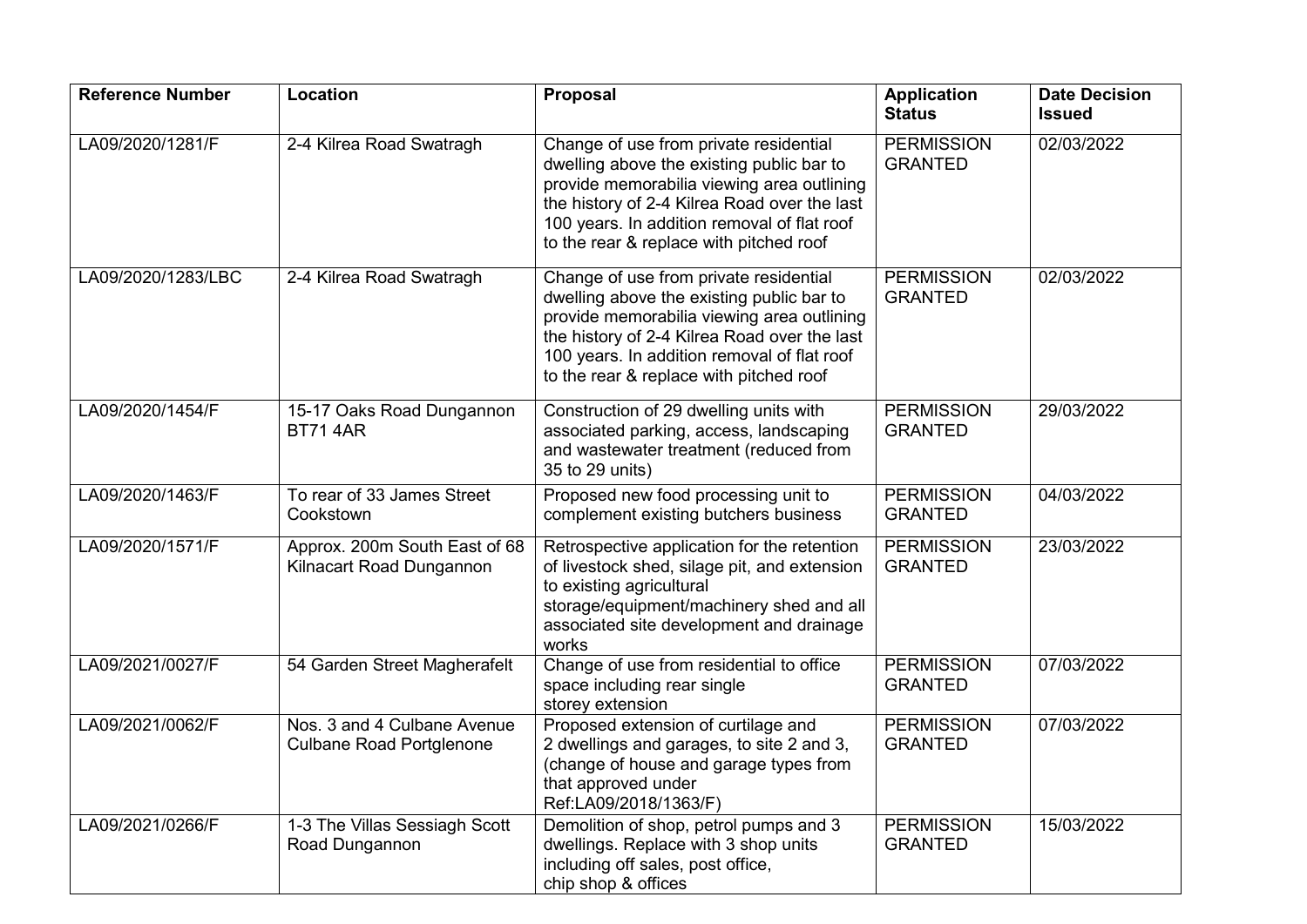| Reference Number | Location | Proposal | Application Status | Date Decision Issued |
| --- | --- | --- | --- | --- |
| LA09/2020/1281/F | 2-4 Kilrea Road Swatragh | Change of use from private residential dwelling above the existing public bar to provide memorabilia viewing area outlining the history of 2-4 Kilrea Road over the last 100 years. In addition removal of flat roof to the rear & replace with pitched roof | PERMISSION GRANTED | 02/03/2022 |
| LA09/2020/1283/LBC | 2-4 Kilrea Road Swatragh | Change of use from private residential dwelling above the existing public bar to provide memorabilia viewing area outlining the history of 2-4 Kilrea Road over the last 100 years. In addition removal of flat roof to the rear & replace with pitched roof | PERMISSION GRANTED | 02/03/2022 |
| LA09/2020/1454/F | 15-17 Oaks Road Dungannon BT71 4AR | Construction of 29 dwelling units with associated parking, access, landscaping and wastewater treatment (reduced from 35 to 29 units) | PERMISSION GRANTED | 29/03/2022 |
| LA09/2020/1463/F | To rear of 33 James Street Cookstown | Proposed new food processing unit to complement existing butchers business | PERMISSION GRANTED | 04/03/2022 |
| LA09/2020/1571/F | Approx. 200m South East of 68 Kilnacart Road Dungannon | Retrospective application for the retention of livestock shed, silage pit, and extension to existing agricultural storage/equipment/machinery shed and all associated site development and drainage works | PERMISSION GRANTED | 23/03/2022 |
| LA09/2021/0027/F | 54 Garden Street Magherafelt | Change of use from residential to office space including rear single storey extension | PERMISSION GRANTED | 07/03/2022 |
| LA09/2021/0062/F | Nos. 3 and 4 Culbane Avenue Culbane Road Portglenone | Proposed extension of curtilage and 2 dwellings and garages, to site 2 and 3, (change of house and garage types from that approved under Ref:LA09/2018/1363/F) | PERMISSION GRANTED | 07/03/2022 |
| LA09/2021/0266/F | 1-3 The Villas Sessiagh Scott Road Dungannon | Demolition of shop, petrol pumps and 3 dwellings. Replace with 3 shop units including off sales, post office, chip shop & offices | PERMISSION GRANTED | 15/03/2022 |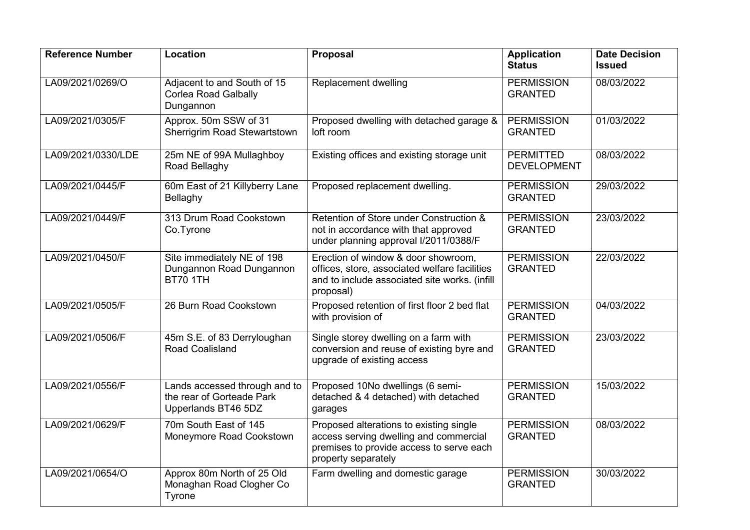| Reference Number | Location | Proposal | Application Status | Date Decision Issued |
| --- | --- | --- | --- | --- |
| LA09/2021/0269/O | Adjacent to and South of 15 Corlea Road Galbally Dungannon | Replacement dwelling | PERMISSION GRANTED | 08/03/2022 |
| LA09/2021/0305/F | Approx. 50m SSW of 31 Sherrigrim Road Stewartstown | Proposed dwelling with detached garage & loft room | PERMISSION GRANTED | 01/03/2022 |
| LA09/2021/0330/LDE | 25m NE of 99A Mullaghboy Road Bellaghy | Existing offices and existing storage unit | PERMITTED DEVELOPMENT | 08/03/2022 |
| LA09/2021/0445/F | 60m East of 21 Killyberry Lane Bellaghy | Proposed replacement dwelling. | PERMISSION GRANTED | 29/03/2022 |
| LA09/2021/0449/F | 313 Drum Road Cookstown Co.Tyrone | Retention of Store under Construction & not in accordance with that approved under planning approval I/2011/0388/F | PERMISSION GRANTED | 23/03/2022 |
| LA09/2021/0450/F | Site immediately NE of 198 Dungannon Road Dungannon BT70 1TH | Erection of window & door showroom, offices, store, associated welfare facilities and to include associated site works. (infill proposal) | PERMISSION GRANTED | 22/03/2022 |
| LA09/2021/0505/F | 26 Burn Road Cookstown | Proposed retention of first floor 2 bed flat with provision of | PERMISSION GRANTED | 04/03/2022 |
| LA09/2021/0506/F | 45m S.E. of 83 Derryloughan Road Coalisland | Single storey dwelling on a farm with conversion and reuse of existing byre and upgrade of existing access | PERMISSION GRANTED | 23/03/2022 |
| LA09/2021/0556/F | Lands accessed through and to the rear of Gorteade Park Upperlands BT46 5DZ | Proposed 10No dwellings (6 semi-detached & 4 detached) with detached garages | PERMISSION GRANTED | 15/03/2022 |
| LA09/2021/0629/F | 70m South East of 145 Moneymore Road Cookstown | Proposed alterations to existing single access serving dwelling and commercial premises to provide access to serve each property separately | PERMISSION GRANTED | 08/03/2022 |
| LA09/2021/0654/O | Approx 80m North of 25 Old Monaghan Road Clogher Co Tyrone | Farm dwelling and domestic garage | PERMISSION GRANTED | 30/03/2022 |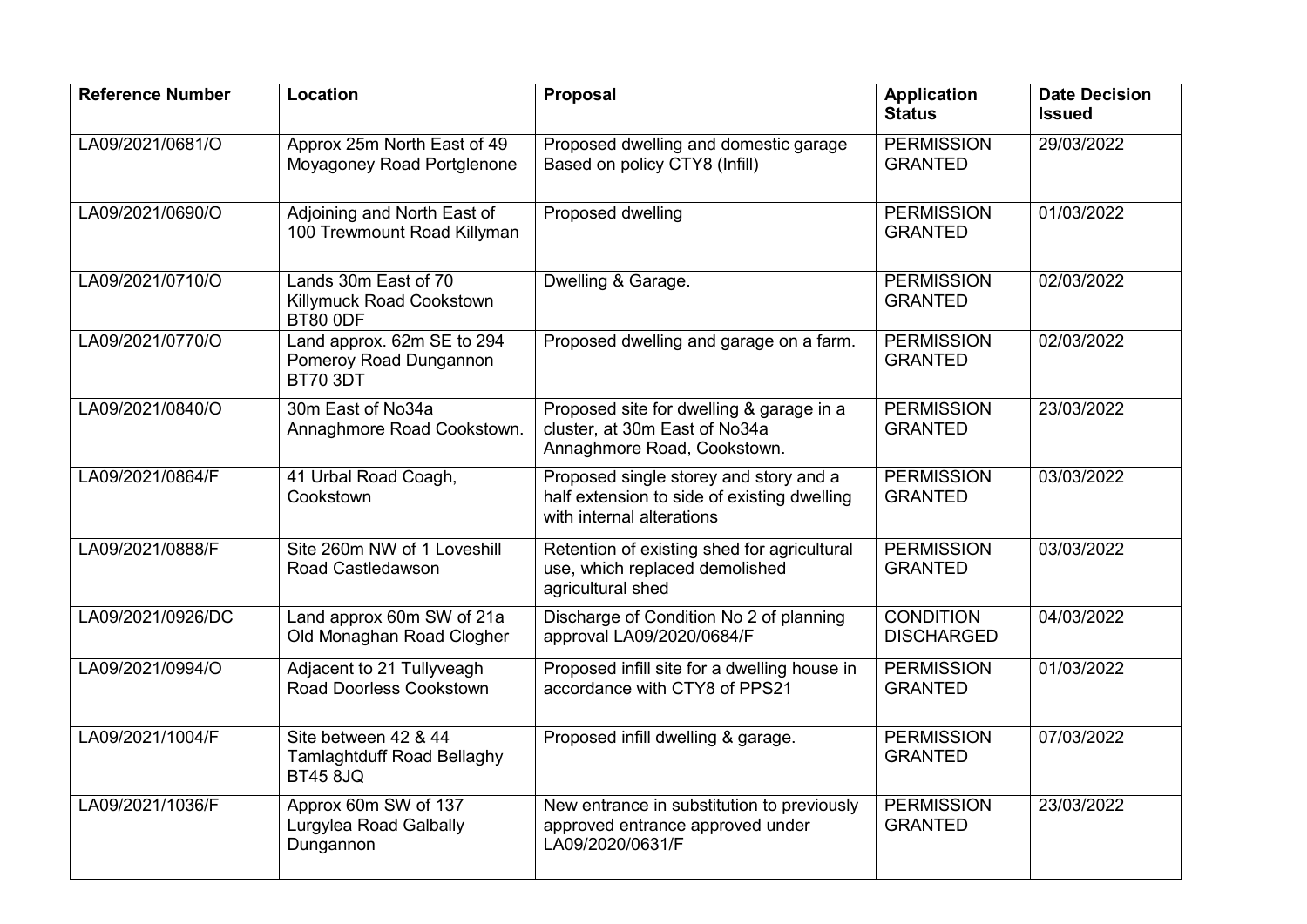| Reference Number | Location | Proposal | Application Status | Date Decision Issued |
| --- | --- | --- | --- | --- |
| LA09/2021/0681/O | Approx 25m North East of 49 Moyagoney Road Portglenone | Proposed dwelling and domestic garage Based on policy CTY8 (Infill) | PERMISSION GRANTED | 29/03/2022 |
| LA09/2021/0690/O | Adjoining and North East of 100 Trewmount Road Killyman | Proposed dwelling | PERMISSION GRANTED | 01/03/2022 |
| LA09/2021/0710/O | Lands 30m East of 70 Killymuck Road Cookstown BT80 0DF | Dwelling & Garage. | PERMISSION GRANTED | 02/03/2022 |
| LA09/2021/0770/O | Land approx. 62m SE to 294 Pomeroy Road Dungannon BT70 3DT | Proposed dwelling and garage on a farm. | PERMISSION GRANTED | 02/03/2022 |
| LA09/2021/0840/O | 30m East of No34a Annaghmore Road Cookstown. | Proposed site for dwelling & garage in a cluster, at 30m East of No34a Annaghmore Road, Cookstown. | PERMISSION GRANTED | 23/03/2022 |
| LA09/2021/0864/F | 41 Urbal Road Coagh, Cookstown | Proposed single storey and story and a half extension to side of existing dwelling with internal alterations | PERMISSION GRANTED | 03/03/2022 |
| LA09/2021/0888/F | Site 260m NW of 1 Loveshill Road Castledawson | Retention of existing shed for agricultural use, which replaced demolished agricultural shed | PERMISSION GRANTED | 03/03/2022 |
| LA09/2021/0926/DC | Land approx 60m SW of 21a Old Monaghan Road Clogher | Discharge of Condition No 2 of planning approval LA09/2020/0684/F | CONDITION DISCHARGED | 04/03/2022 |
| LA09/2021/0994/O | Adjacent to 21 Tullyveagh Road Doorless Cookstown | Proposed infill site for a dwelling house in accordance with CTY8 of PPS21 | PERMISSION GRANTED | 01/03/2022 |
| LA09/2021/1004/F | Site between 42 & 44 Tamlaghtduff Road Bellaghy BT45 8JQ | Proposed infill dwelling & garage. | PERMISSION GRANTED | 07/03/2022 |
| LA09/2021/1036/F | Approx 60m SW of 137 Lurgylea Road Galbally Dungannon | New entrance in substitution to previously approved entrance approved under LA09/2020/0631/F | PERMISSION GRANTED | 23/03/2022 |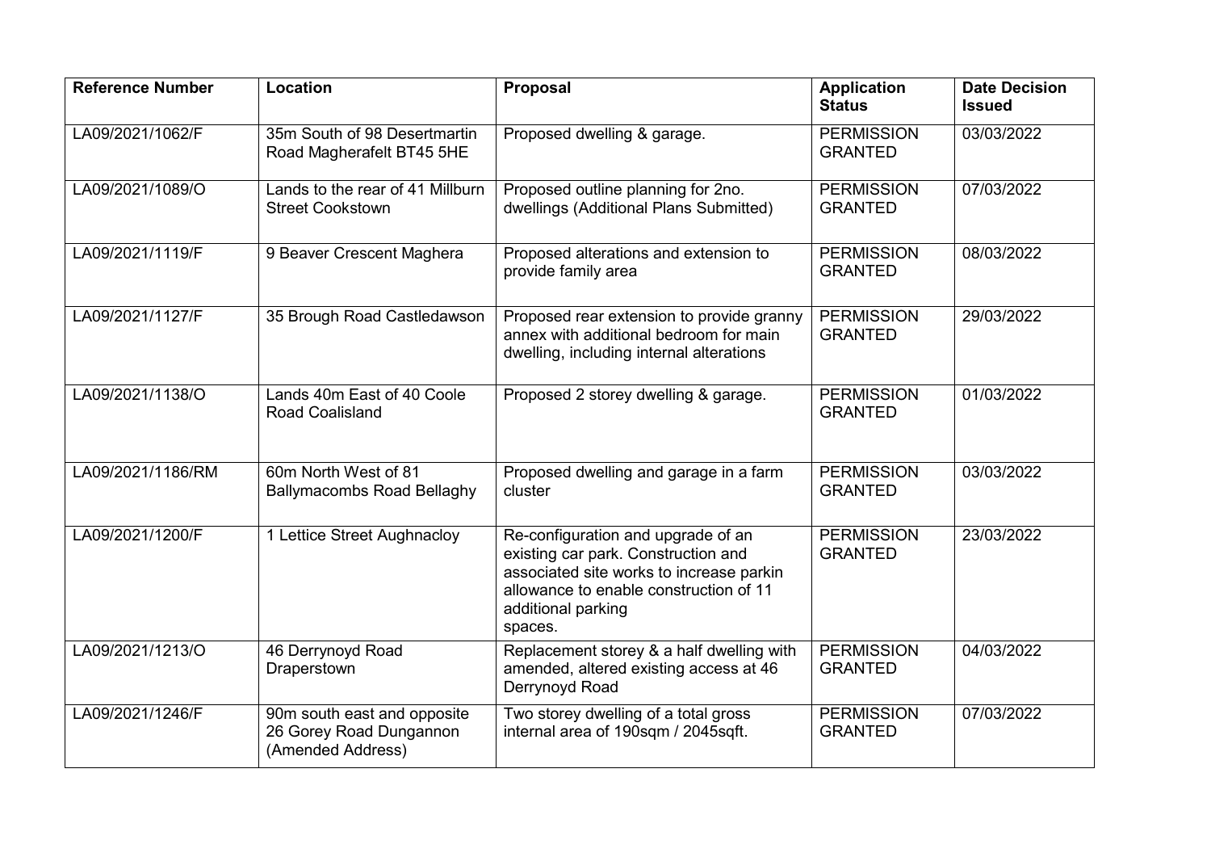| Reference Number | Location | Proposal | Application Status | Date Decision Issued |
|---|---|---|---|---|
| LA09/2021/1062/F | 35m South of 98 Desertmartin Road Magherafelt BT45 5HE | Proposed dwelling & garage. | PERMISSION GRANTED | 03/03/2022 |
| LA09/2021/1089/O | Lands to the rear of 41 Millburn Street Cookstown | Proposed outline planning for 2no. dwellings (Additional Plans Submitted) | PERMISSION GRANTED | 07/03/2022 |
| LA09/2021/1119/F | 9 Beaver Crescent Maghera | Proposed alterations and extension to provide family area | PERMISSION GRANTED | 08/03/2022 |
| LA09/2021/1127/F | 35 Brough Road Castledawson | Proposed rear extension to provide granny annex with additional bedroom for main dwelling, including internal alterations | PERMISSION GRANTED | 29/03/2022 |
| LA09/2021/1138/O | Lands 40m East of 40 Coole Road Coalisland | Proposed 2 storey dwelling & garage. | PERMISSION GRANTED | 01/03/2022 |
| LA09/2021/1186/RM | 60m North West of 81 Ballymacombs Road Bellaghy | Proposed dwelling and garage in a farm cluster | PERMISSION GRANTED | 03/03/2022 |
| LA09/2021/1200/F | 1 Lettice Street Aughnacloy | Re-configuration and upgrade of an existing car park. Construction and associated site works to increase parkin allowance to enable construction of 11 additional parking spaces. | PERMISSION GRANTED | 23/03/2022 |
| LA09/2021/1213/O | 46 Derrynoyd Road Draperstown | Replacement storey & a half dwelling with amended, altered existing access at 46 Derrynoyd Road | PERMISSION GRANTED | 04/03/2022 |
| LA09/2021/1246/F | 90m south east and opposite 26 Gorey Road Dungannon (Amended Address) | Two storey dwelling of a total gross internal area of 190sqm / 2045sqft. | PERMISSION GRANTED | 07/03/2022 |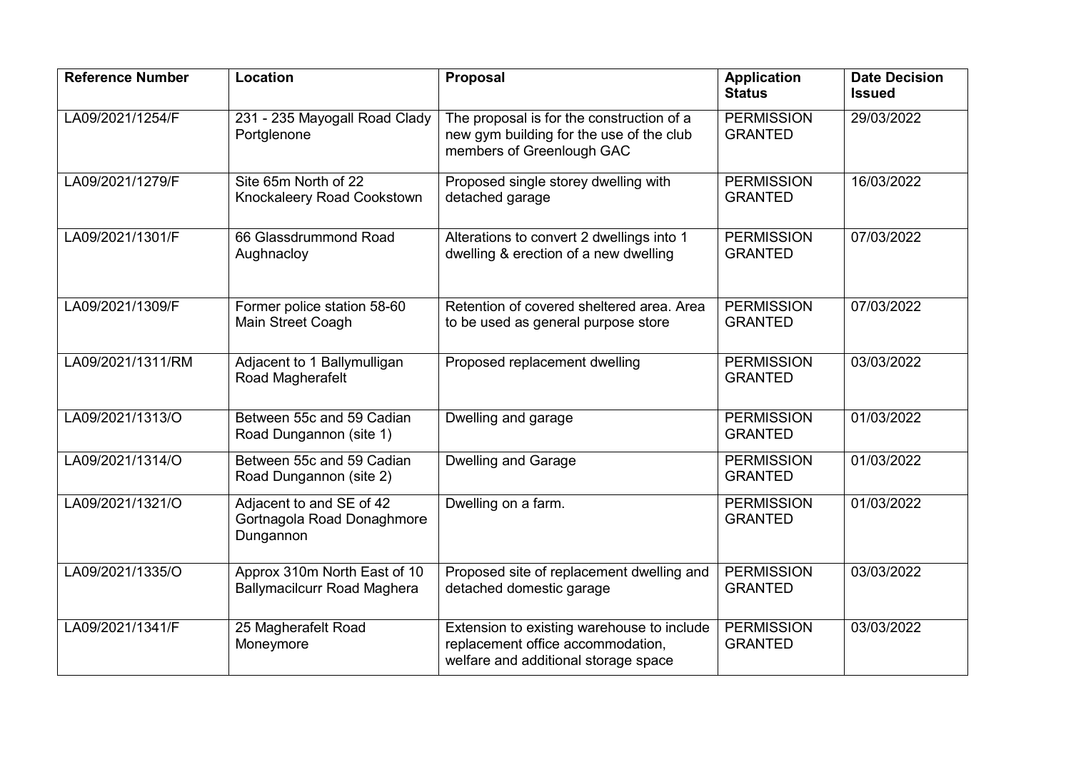| Reference Number | Location | Proposal | Application Status | Date Decision Issued |
|---|---|---|---|---|
| LA09/2021/1254/F | 231 - 235 Mayogall Road Clady Portglenone | The proposal is for the construction of a new gym building for the use of the club members of Greenlough GAC | PERMISSION GRANTED | 29/03/2022 |
| LA09/2021/1279/F | Site 65m North of 22 Knockaleery Road Cookstown | Proposed single storey dwelling with detached garage | PERMISSION GRANTED | 16/03/2022 |
| LA09/2021/1301/F | 66 Glassdrummond Road Aughnacloy | Alterations to convert 2 dwellings into 1 dwelling & erection of a new dwelling | PERMISSION GRANTED | 07/03/2022 |
| LA09/2021/1309/F | Former police station 58-60 Main Street Coagh | Retention of covered sheltered area. Area to be used as general purpose store | PERMISSION GRANTED | 07/03/2022 |
| LA09/2021/1311/RM | Adjacent to 1 Ballymulligan Road Magherafelt | Proposed replacement dwelling | PERMISSION GRANTED | 03/03/2022 |
| LA09/2021/1313/O | Between 55c and 59 Cadian Road Dungannon (site 1) | Dwelling and garage | PERMISSION GRANTED | 01/03/2022 |
| LA09/2021/1314/O | Between 55c and 59 Cadian Road Dungannon (site 2) | Dwelling and Garage | PERMISSION GRANTED | 01/03/2022 |
| LA09/2021/1321/O | Adjacent to and SE of 42 Gortnagola Road Donaghmore Dungannon | Dwelling on a farm. | PERMISSION GRANTED | 01/03/2022 |
| LA09/2021/1335/O | Approx 310m North East of 10 Ballymacilcurr Road Maghera | Proposed site of replacement dwelling and detached domestic garage | PERMISSION GRANTED | 03/03/2022 |
| LA09/2021/1341/F | 25 Magherafelt Road Moneymore | Extension to existing warehouse to include replacement office accommodation, welfare and additional storage space | PERMISSION GRANTED | 03/03/2022 |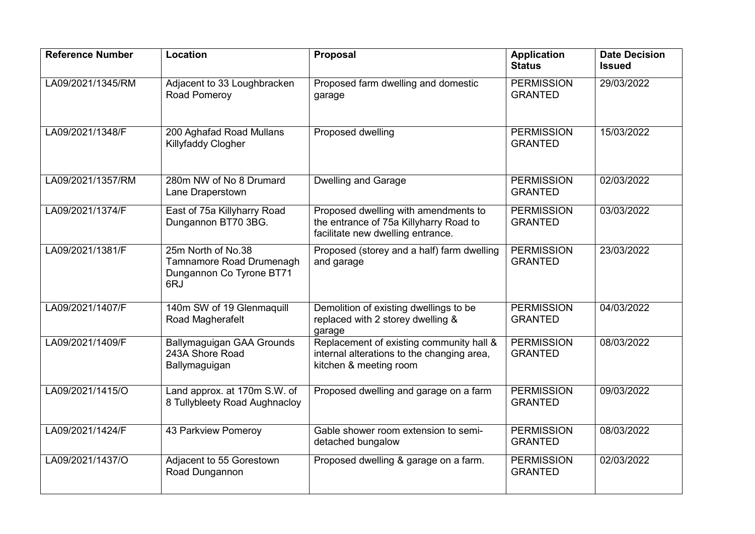| Reference Number | Location | Proposal | Application Status | Date Decision Issued |
|---|---|---|---|---|
| LA09/2021/1345/RM | Adjacent to 33 Loughbracken Road Pomeroy | Proposed farm dwelling and domestic garage | PERMISSION GRANTED | 29/03/2022 |
| LA09/2021/1348/F | 200 Aghafad Road Mullans Killyfaddy Clogher | Proposed dwelling | PERMISSION GRANTED | 15/03/2022 |
| LA09/2021/1357/RM | 280m NW of No 8 Drumard Lane Draperstown | Dwelling and Garage | PERMISSION GRANTED | 02/03/2022 |
| LA09/2021/1374/F | East of 75a Killyharry Road Dungannon BT70 3BG. | Proposed dwelling with amendments to the entrance of 75a Killyharry Road to facilitate new dwelling entrance. | PERMISSION GRANTED | 03/03/2022 |
| LA09/2021/1381/F | 25m North of No.38 Tamnamore Road Drumenagh Dungannon Co Tyrone BT71 6RJ | Proposed (storey and a half) farm dwelling and garage | PERMISSION GRANTED | 23/03/2022 |
| LA09/2021/1407/F | 140m SW of 19 Glenmaquill Road Magherafelt | Demolition of existing dwellings to be replaced with 2 storey dwelling & garage | PERMISSION GRANTED | 04/03/2022 |
| LA09/2021/1409/F | Ballymaguigan GAA Grounds 243A Shore Road Ballymaguigan | Replacement of existing community hall & internal alterations to the changing area, kitchen & meeting room | PERMISSION GRANTED | 08/03/2022 |
| LA09/2021/1415/O | Land approx. at 170m S.W. of 8 Tullybleety Road Aughnacloy | Proposed dwelling and garage on a farm | PERMISSION GRANTED | 09/03/2022 |
| LA09/2021/1424/F | 43 Parkview Pomeroy | Gable shower room extension to semi-detached bungalow | PERMISSION GRANTED | 08/03/2022 |
| LA09/2021/1437/O | Adjacent to 55 Gorestown Road Dungannon | Proposed dwelling & garage on a farm. | PERMISSION GRANTED | 02/03/2022 |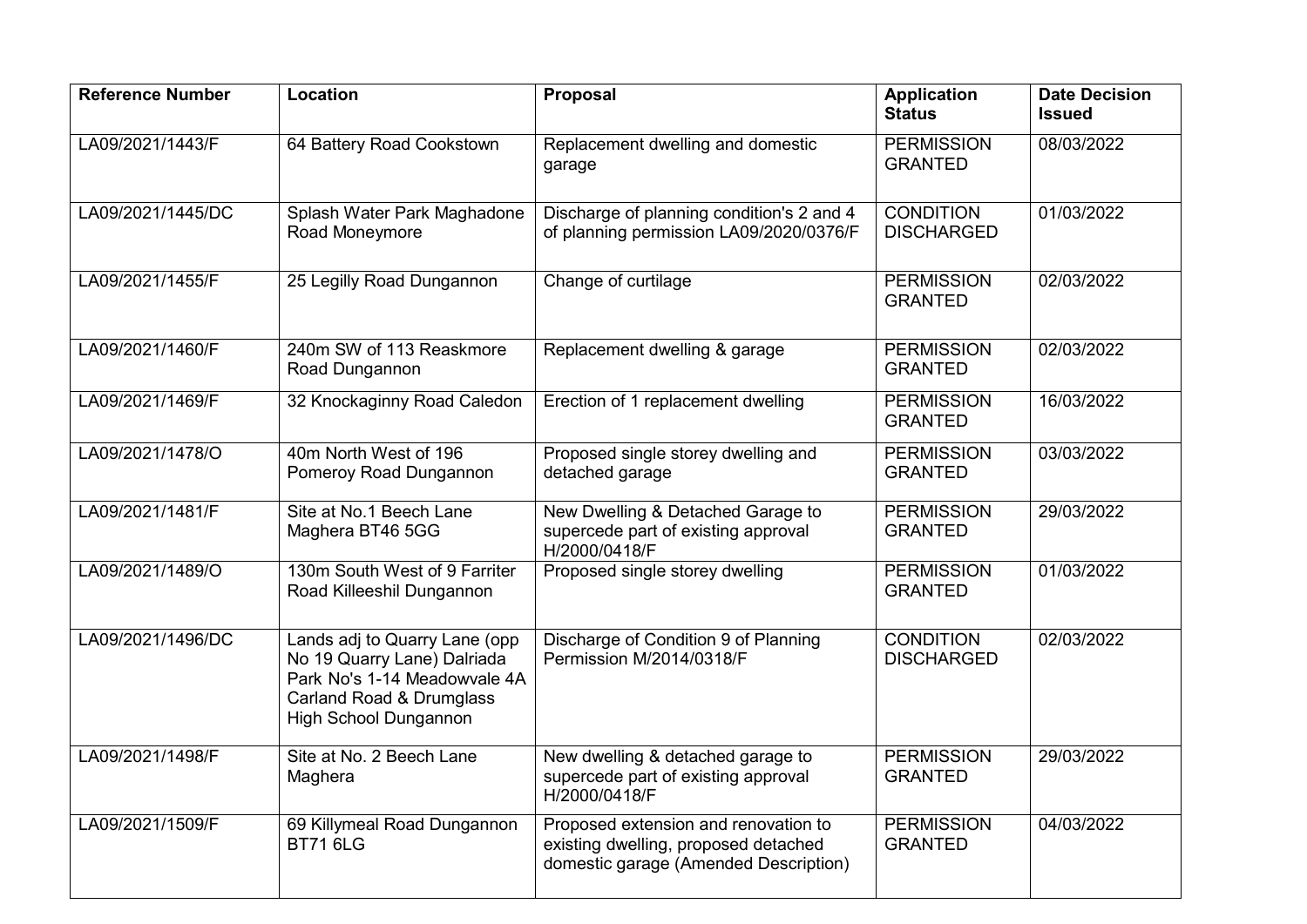| Reference Number | Location | Proposal | Application Status | Date Decision Issued |
| --- | --- | --- | --- | --- |
| LA09/2021/1443/F | 64 Battery Road Cookstown | Replacement dwelling and domestic garage | PERMISSION GRANTED | 08/03/2022 |
| LA09/2021/1445/DC | Splash Water Park Maghadone Road Moneymore | Discharge of planning condition's 2 and 4 of planning permission LA09/2020/0376/F | CONDITION DISCHARGED | 01/03/2022 |
| LA09/2021/1455/F | 25 Legilly Road Dungannon | Change of curtilage | PERMISSION GRANTED | 02/03/2022 |
| LA09/2021/1460/F | 240m SW of 113 Reaskmore Road Dungannon | Replacement dwelling & garage | PERMISSION GRANTED | 02/03/2022 |
| LA09/2021/1469/F | 32 Knockaginny Road Caledon | Erection of 1 replacement dwelling | PERMISSION GRANTED | 16/03/2022 |
| LA09/2021/1478/O | 40m North West of 196 Pomeroy Road Dungannon | Proposed single storey dwelling and detached garage | PERMISSION GRANTED | 03/03/2022 |
| LA09/2021/1481/F | Site at No.1 Beech Lane Maghera BT46 5GG | New Dwelling & Detached Garage to supercede part of existing approval H/2000/0418/F | PERMISSION GRANTED | 29/03/2022 |
| LA09/2021/1489/O | 130m South West of 9 Farriter Road Killeeshil Dungannon | Proposed single storey dwelling | PERMISSION GRANTED | 01/03/2022 |
| LA09/2021/1496/DC | Lands adj to Quarry Lane (opp No 19 Quarry Lane) Dalriada Park No's 1-14 Meadowvale 4A Carland Road & Drumglass High School Dungannon | Discharge of Condition 9 of Planning Permission M/2014/0318/F | CONDITION DISCHARGED | 02/03/2022 |
| LA09/2021/1498/F | Site at No. 2 Beech Lane Maghera | New dwelling & detached garage to supercede part of existing approval H/2000/0418/F | PERMISSION GRANTED | 29/03/2022 |
| LA09/2021/1509/F | 69 Killymeal Road Dungannon BT71 6LG | Proposed extension and renovation to existing dwelling, proposed detached domestic garage (Amended Description) | PERMISSION GRANTED | 04/03/2022 |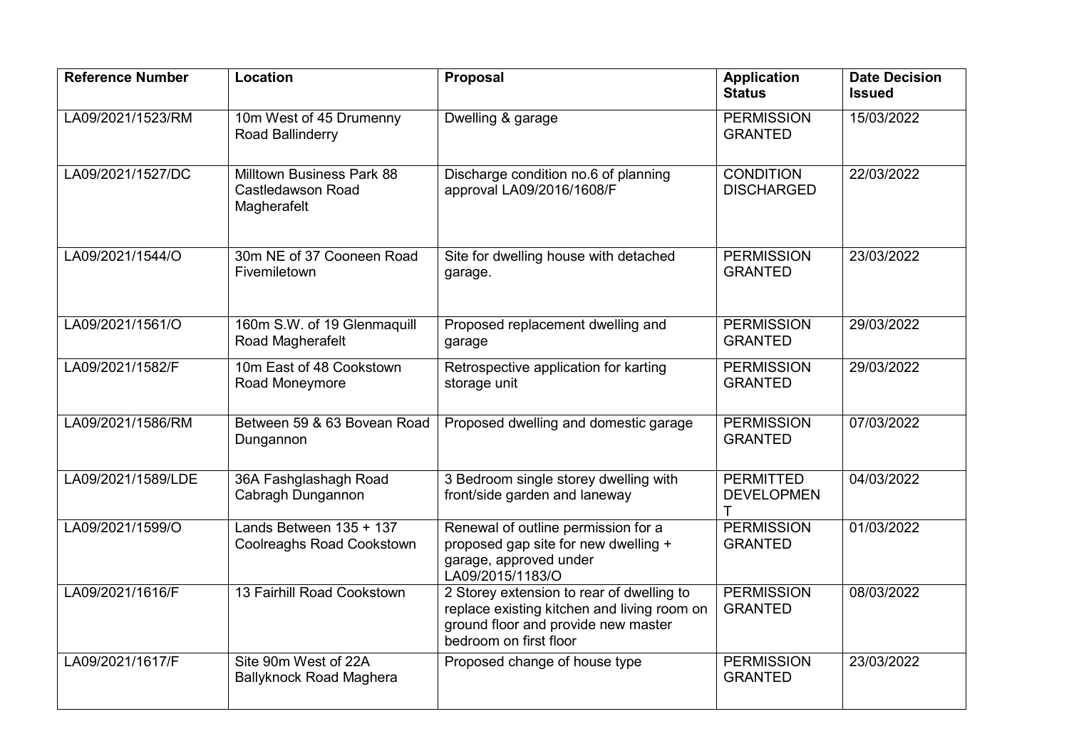| Reference Number | Location | Proposal | Application Status | Date Decision Issued |
|---|---|---|---|---|
| LA09/2021/1523/RM | 10m West of 45 Drumenny Road Ballinderry | Dwelling & garage | PERMISSION GRANTED | 15/03/2022 |
| LA09/2021/1527/DC | Milltown Business Park 88 Castledawson Road Magherafelt | Discharge condition no.6 of planning approval LA09/2016/1608/F | CONDITION DISCHARGED | 22/03/2022 |
| LA09/2021/1544/O | 30m NE of 37 Cooneen Road Fivemiletown | Site for dwelling house with detached garage. | PERMISSION GRANTED | 23/03/2022 |
| LA09/2021/1561/O | 160m S.W. of 19 Glenmaquill Road Magherafelt | Proposed replacement dwelling and garage | PERMISSION GRANTED | 29/03/2022 |
| LA09/2021/1582/F | 10m East of 48 Cookstown Road Moneymore | Retrospective application for karting storage unit | PERMISSION GRANTED | 29/03/2022 |
| LA09/2021/1586/RM | Between 59 & 63 Bovean Road Dungannon | Proposed dwelling and domestic garage | PERMISSION GRANTED | 07/03/2022 |
| LA09/2021/1589/LDE | 36A Fashglashagh Road Cabragh Dungannon | 3 Bedroom single storey dwelling with front/side garden and laneway | PERMITTED DEVELOPMENT | 04/03/2022 |
| LA09/2021/1599/O | Lands Between 135 + 137 Coolreaghs Road Cookstown | Renewal of outline permission for a proposed gap site for new dwelling + garage, approved under LA09/2015/1183/O | PERMISSION GRANTED | 01/03/2022 |
| LA09/2021/1616/F | 13 Fairhill Road Cookstown | 2 Storey extension to rear of dwelling to replace existing kitchen and living room on ground floor and provide new master bedroom on first floor | PERMISSION GRANTED | 08/03/2022 |
| LA09/2021/1617/F | Site 90m West of 22A Ballyknock Road Maghera | Proposed change of house type | PERMISSION GRANTED | 23/03/2022 |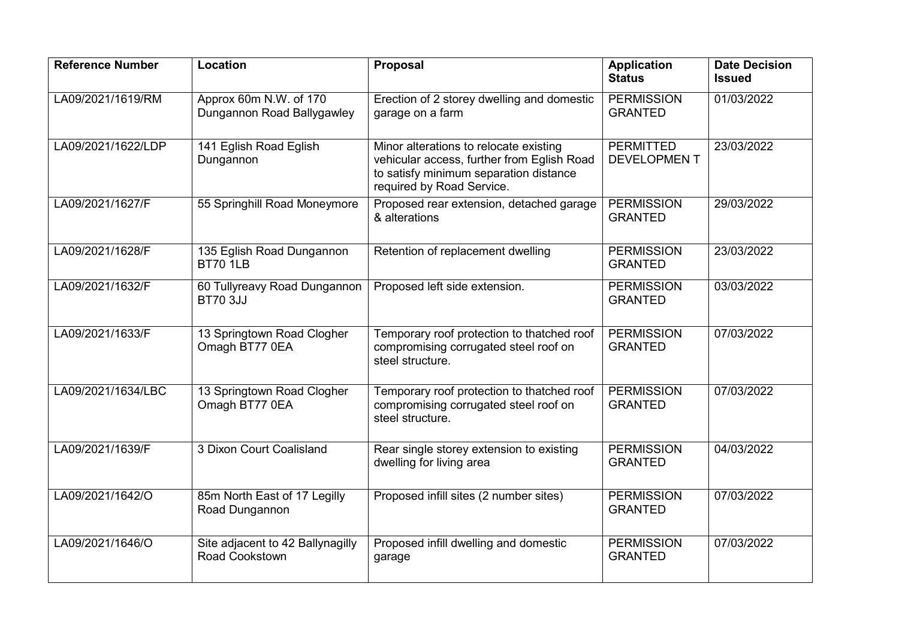| Reference Number | Location | Proposal | Application Status | Date Decision Issued |
|---|---|---|---|---|
| LA09/2021/1619/RM | Approx 60m N.W. of 170 Dungannon Road Ballygawley | Erection of 2 storey dwelling and domestic garage on a farm | PERMISSION GRANTED | 01/03/2022 |
| LA09/2021/1622/LDP | 141 Eglish Road Eglish Dungannon | Minor alterations to relocate existing vehicular access, further from Eglish Road to satisfy minimum separation distance required by Road Service. | PERMITTED DEVELOPMEN T | 23/03/2022 |
| LA09/2021/1627/F | 55 Springhill Road Moneymore | Proposed rear extension, detached garage & alterations | PERMISSION GRANTED | 29/03/2022 |
| LA09/2021/1628/F | 135 Eglish Road Dungannon BT70 1LB | Retention of replacement dwelling | PERMISSION GRANTED | 23/03/2022 |
| LA09/2021/1632/F | 60 Tullyreavy Road Dungannon BT70 3JJ | Proposed left side extension. | PERMISSION GRANTED | 03/03/2022 |
| LA09/2021/1633/F | 13 Springtown Road Clogher Omagh BT77 0EA | Temporary roof protection to thatched roof compromising corrugated steel roof on steel structure. | PERMISSION GRANTED | 07/03/2022 |
| LA09/2021/1634/LBC | 13 Springtown Road Clogher Omagh BT77 0EA | Temporary roof protection to thatched roof compromising corrugated steel roof on steel structure. | PERMISSION GRANTED | 07/03/2022 |
| LA09/2021/1639/F | 3 Dixon Court Coalisland | Rear single storey extension to existing dwelling for living area | PERMISSION GRANTED | 04/03/2022 |
| LA09/2021/1642/O | 85m North East of 17 Legilly Road Dungannon | Proposed infill sites (2 number sites) | PERMISSION GRANTED | 07/03/2022 |
| LA09/2021/1646/O | Site adjacent to 42 Ballynagilly Road Cookstown | Proposed infill dwelling and domestic garage | PERMISSION GRANTED | 07/03/2022 |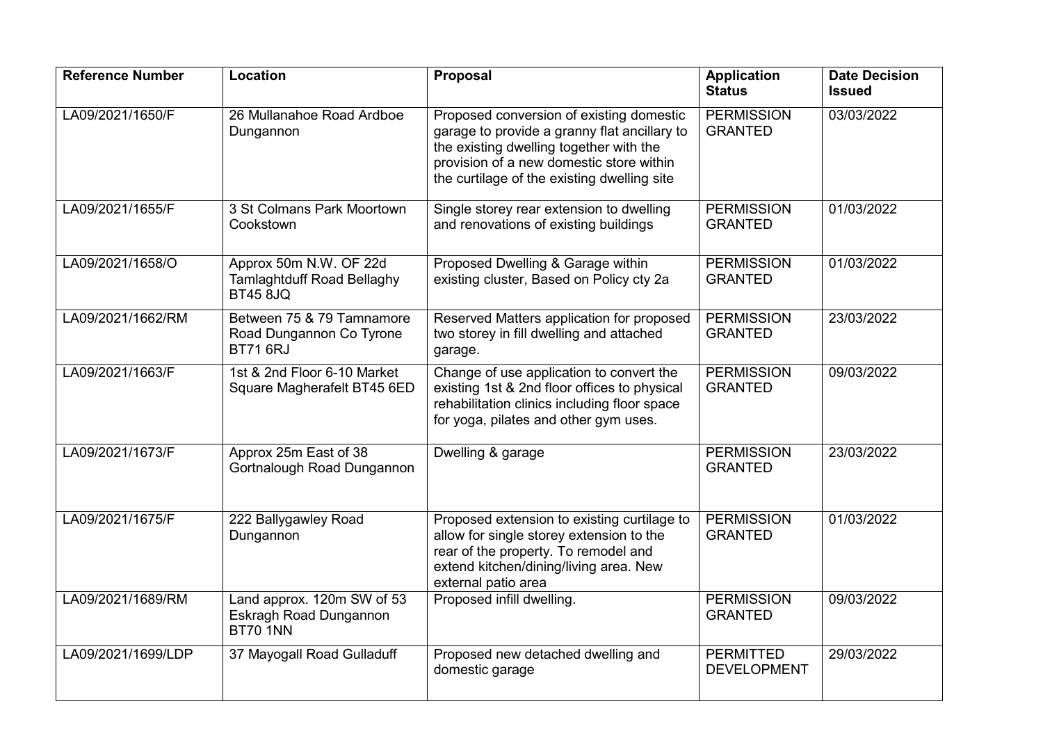| Reference Number | Location | Proposal | Application Status | Date Decision Issued |
|---|---|---|---|---|
| LA09/2021/1650/F | 26 Mullanahoe Road Ardboe Dungannon | Proposed conversion of existing domestic garage to provide a granny flat ancillary to the existing dwelling together with the provision of a new domestic store within the curtilage of the existing dwelling site | PERMISSION GRANTED | 03/03/2022 |
| LA09/2021/1655/F | 3 St Colmans Park Moortown Cookstown | Single storey rear extension to dwelling and renovations of existing buildings | PERMISSION GRANTED | 01/03/2022 |
| LA09/2021/1658/O | Approx 50m N.W. OF 22d Tamlaghtduff Road Bellaghy BT45 8JQ | Proposed Dwelling & Garage within existing cluster, Based on Policy cty 2a | PERMISSION GRANTED | 01/03/2022 |
| LA09/2021/1662/RM | Between 75 & 79 Tamnamore Road Dungannon Co Tyrone BT71 6RJ | Reserved Matters application for proposed two storey in fill dwelling and attached garage. | PERMISSION GRANTED | 23/03/2022 |
| LA09/2021/1663/F | 1st & 2nd Floor 6-10 Market Square Magherafelt BT45 6ED | Change of use application to convert the existing 1st & 2nd floor offices to physical rehabilitation clinics including floor space for yoga, pilates and other gym uses. | PERMISSION GRANTED | 09/03/2022 |
| LA09/2021/1673/F | Approx 25m East of 38 Gortnalough Road Dungannon | Dwelling & garage | PERMISSION GRANTED | 23/03/2022 |
| LA09/2021/1675/F | 222 Ballygawley Road Dungannon | Proposed extension to existing curtilage to allow for single storey extension to the rear of the property. To remodel and extend kitchen/dining/living area. New external patio area | PERMISSION GRANTED | 01/03/2022 |
| LA09/2021/1689/RM | Land approx. 120m SW of 53 Eskragh Road Dungannon BT70 1NN | Proposed infill dwelling. | PERMISSION GRANTED | 09/03/2022 |
| LA09/2021/1699/LDP | 37 Mayogall Road Gulladuff | Proposed new detached dwelling and domestic garage | PERMITTED DEVELOPMENT | 29/03/2022 |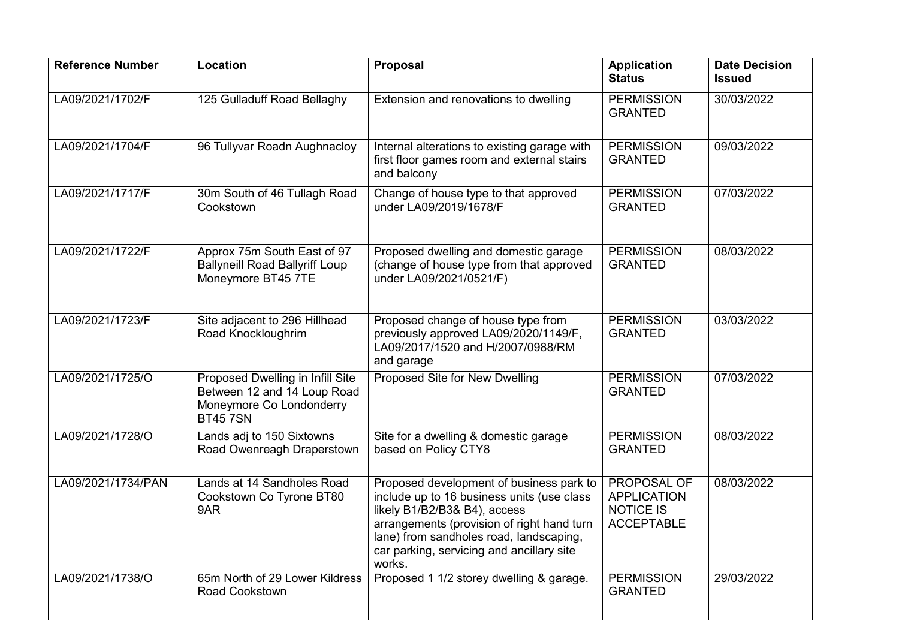| Reference Number | Location | Proposal | Application Status | Date Decision Issued |
|---|---|---|---|---|
| LA09/2021/1702/F | 125 Gulladuff Road Bellaghy | Extension and renovations to dwelling | PERMISSION GRANTED | 30/03/2022 |
| LA09/2021/1704/F | 96 Tullyvar Roadn Aughnacloy | Internal alterations to existing garage with first floor games room and external stairs and balcony | PERMISSION GRANTED | 09/03/2022 |
| LA09/2021/1717/F | 30m South of 46 Tullagh Road Cookstown | Change of house type to that approved under LA09/2019/1678/F | PERMISSION GRANTED | 07/03/2022 |
| LA09/2021/1722/F | Approx 75m South East of 97 Ballyneill Road Ballyriff Loup Moneymore BT45 7TE | Proposed dwelling and domestic garage (change of house type from that approved under LA09/2021/0521/F) | PERMISSION GRANTED | 08/03/2022 |
| LA09/2021/1723/F | Site adjacent to 296 Hillhead Road Knockloughrim | Proposed change of house type from previously approved LA09/2020/1149/F, LA09/2017/1520 and H/2007/0988/RM and garage | PERMISSION GRANTED | 03/03/2022 |
| LA09/2021/1725/O | Proposed Dwelling in Infill Site Between 12 and 14 Loup Road Moneymore Co Londonderry BT45 7SN | Proposed Site for New Dwelling | PERMISSION GRANTED | 07/03/2022 |
| LA09/2021/1728/O | Lands adj to 150 Sixtowns Road Owenreagh Draperstown | Site for a dwelling & domestic garage based on Policy CTY8 | PERMISSION GRANTED | 08/03/2022 |
| LA09/2021/1734/PAN | Lands at 14 Sandholes Road Cookstown Co Tyrone BT80 9AR | Proposed development of business park to include up to 16 business units (use class likely B1/B2/B3& B4), access arrangements (provision of right hand turn lane) from sandholes road, landscaping, car parking, servicing and ancillary site works. | PROPOSAL OF APPLICATION NOTICE IS ACCEPTABLE | 08/03/2022 |
| LA09/2021/1738/O | 65m North of 29 Lower Kildress Road Cookstown | Proposed 1 1/2 storey dwelling & garage. | PERMISSION GRANTED | 29/03/2022 |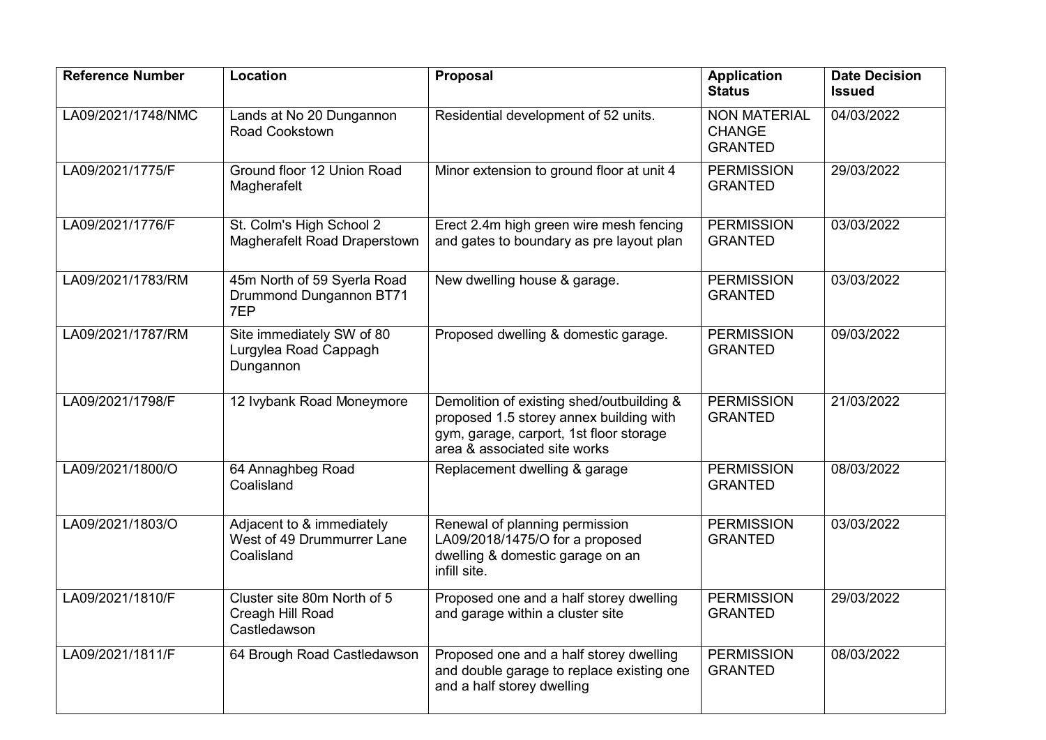| Reference Number | Location | Proposal | Application Status | Date Decision Issued |
|---|---|---|---|---|
| LA09/2021/1748/NMC | Lands at No 20 Dungannon Road Cookstown | Residential development of 52 units. | NON MATERIAL CHANGE GRANTED | 04/03/2022 |
| LA09/2021/1775/F | Ground floor 12 Union Road Magherafelt | Minor extension to ground floor at unit 4 | PERMISSION GRANTED | 29/03/2022 |
| LA09/2021/1776/F | St. Colm's High School 2 Magherafelt Road Draperstown | Erect 2.4m high green wire mesh fencing and gates to boundary as pre layout plan | PERMISSION GRANTED | 03/03/2022 |
| LA09/2021/1783/RM | 45m North of 59 Syerla Road Drummond Dungannon BT71 7EP | New dwelling house & garage. | PERMISSION GRANTED | 03/03/2022 |
| LA09/2021/1787/RM | Site immediately SW of 80 Lurgylea Road Cappagh Dungannon | Proposed dwelling & domestic garage. | PERMISSION GRANTED | 09/03/2022 |
| LA09/2021/1798/F | 12 Ivybank Road Moneymore | Demolition of existing shed/outbuilding & proposed 1.5 storey annex building with gym, garage, carport, 1st floor storage area & associated site works | PERMISSION GRANTED | 21/03/2022 |
| LA09/2021/1800/O | 64 Annaghbeg Road Coalisland | Replacement dwelling & garage | PERMISSION GRANTED | 08/03/2022 |
| LA09/2021/1803/O | Adjacent to & immediately West of 49 Drummurrer Lane Coalisland | Renewal of planning permission LA09/2018/1475/O for a proposed dwelling & domestic garage on an infill site. | PERMISSION GRANTED | 03/03/2022 |
| LA09/2021/1810/F | Cluster site 80m North of 5 Creagh Hill Road Castledawson | Proposed one and a half storey dwelling and garage within a cluster site | PERMISSION GRANTED | 29/03/2022 |
| LA09/2021/1811/F | 64 Brough Road Castledawson | Proposed one and a half storey dwelling and double garage to replace existing one and a half storey dwelling | PERMISSION GRANTED | 08/03/2022 |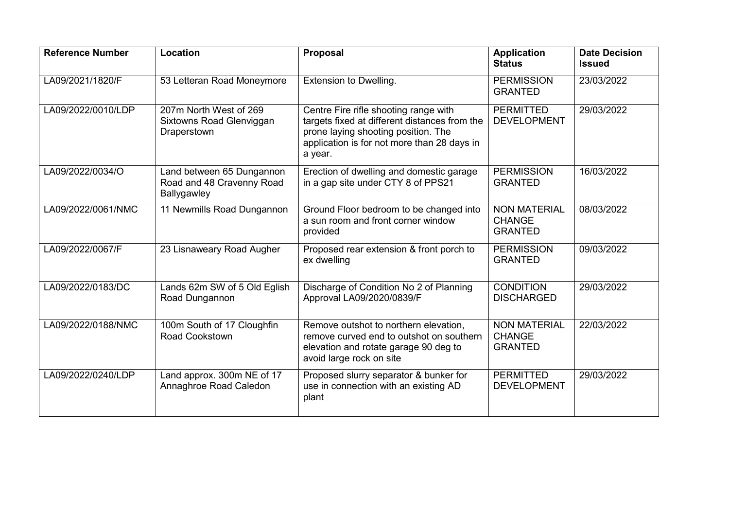| Reference Number | Location | Proposal | Application Status | Date Decision Issued |
| --- | --- | --- | --- | --- |
| LA09/2021/1820/F | 53 Letteran Road Moneymore | Extension to Dwelling. | PERMISSION GRANTED | 23/03/2022 |
| LA09/2022/0010/LDP | 207m North West of 269 Sixtowns Road Glenviggan Draperstown | Centre Fire rifle shooting range with targets fixed at different distances from the prone laying shooting position. The application is for not more than 28 days in a year. | PERMITTED DEVELOPMENT | 29/03/2022 |
| LA09/2022/0034/O | Land between 65 Dungannon Road and 48 Cravenny Road Ballygawley | Erection of dwelling and domestic garage in a gap site under CTY 8 of PPS21 | PERMISSION GRANTED | 16/03/2022 |
| LA09/2022/0061/NMC | 11 Newmills Road Dungannon | Ground Floor bedroom to be changed into a sun room and front corner window provided | NON MATERIAL CHANGE GRANTED | 08/03/2022 |
| LA09/2022/0067/F | 23 Lisnaweary Road Augher | Proposed rear extension & front porch to ex dwelling | PERMISSION GRANTED | 09/03/2022 |
| LA09/2022/0183/DC | Lands 62m SW of 5 Old Eglish Road Dungannon | Discharge of Condition No 2 of Planning Approval LA09/2020/0839/F | CONDITION DISCHARGED | 29/03/2022 |
| LA09/2022/0188/NMC | 100m South of 17 Cloughfin Road Cookstown | Remove outshot to northern elevation, remove curved end to outshot on southern elevation and rotate garage 90 deg to avoid large rock on site | NON MATERIAL CHANGE GRANTED | 22/03/2022 |
| LA09/2022/0240/LDP | Land approx. 300m NE of 17 Annaghroe Road Caledon | Proposed slurry separator & bunker for use in connection with an existing AD plant | PERMITTED DEVELOPMENT | 29/03/2022 |